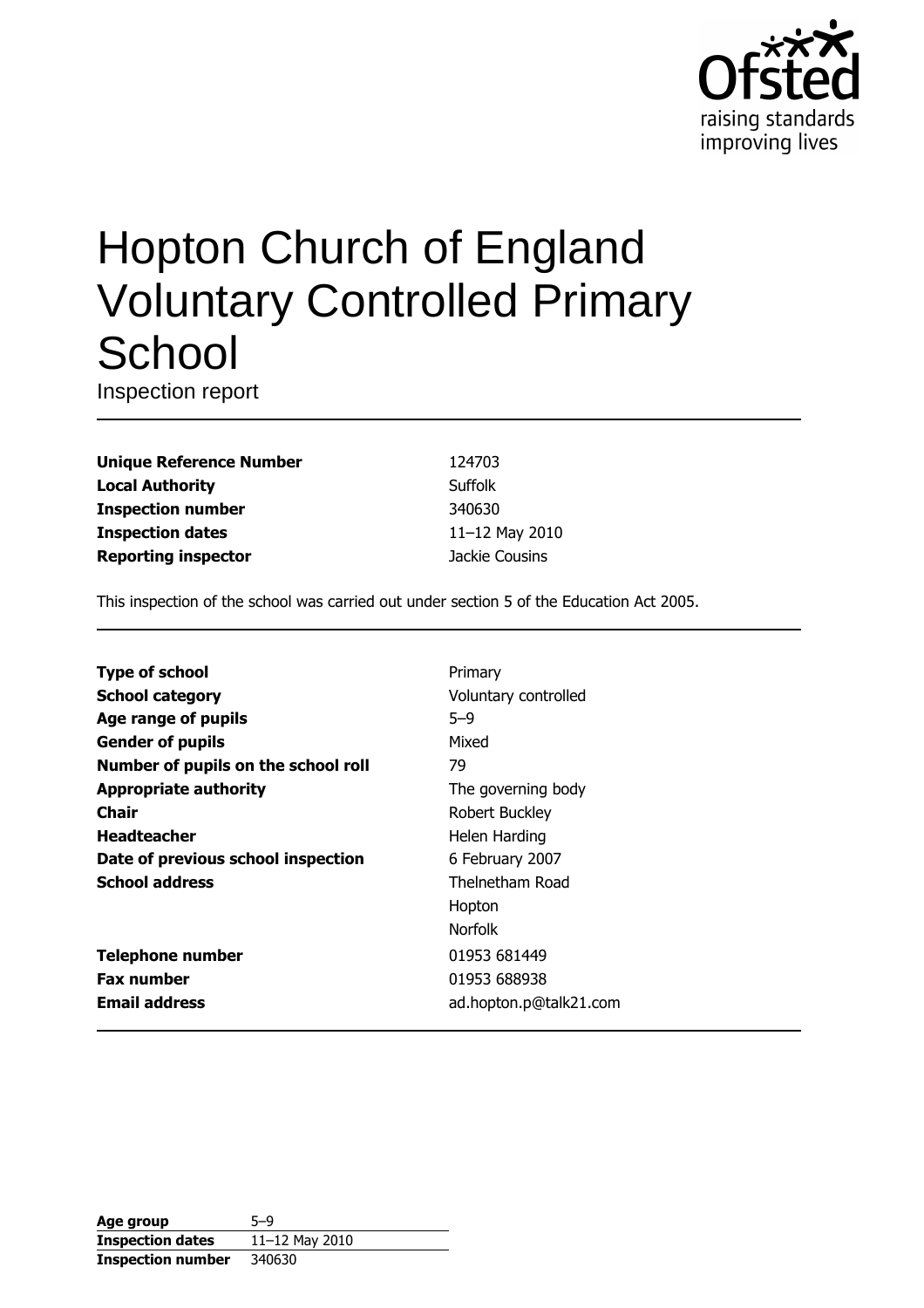Ofsted
raising standards
improving lives

# Hopton Church of England Voluntary Controlled Primary School

Inspection report

| | |
|---|---|
| **Unique Reference Number** | 124703 |
| **Local Authority** | Suffolk |
| **Inspection number** | 340630 |
| **Inspection dates** | 11–12 May 2010 |
| **Reporting inspector** | Jackie Cousins |

This inspection of the school was carried out under section 5 of the Education Act 2005.

| | |
|---|---|
| **Type of school** | Primary |
| **School category** | Voluntary controlled |
| **Age range of pupils** | 5–9 |
| **Gender of pupils** | Mixed |
| **Number of pupils on the school roll** | 79 |
| **Appropriate authority** | The governing body |
| **Chair** | Robert Buckley |
| **Headteacher** | Helen Harding |
| **Date of previous school inspection** | 6 February 2007 |
| **School address** | Thelnetham Road<br>Hopton<br>Norfolk |
| **Telephone number** | 01953 681449 |
| **Fax number** | 01953 688938 |
| **Email address** | ad.hopton.p@talk21.com |

| | |
|---|---|
| **Age group** | 5–9 |
| **Inspection dates** | 11–12 May 2010 |
| **Inspection number** | 340630 |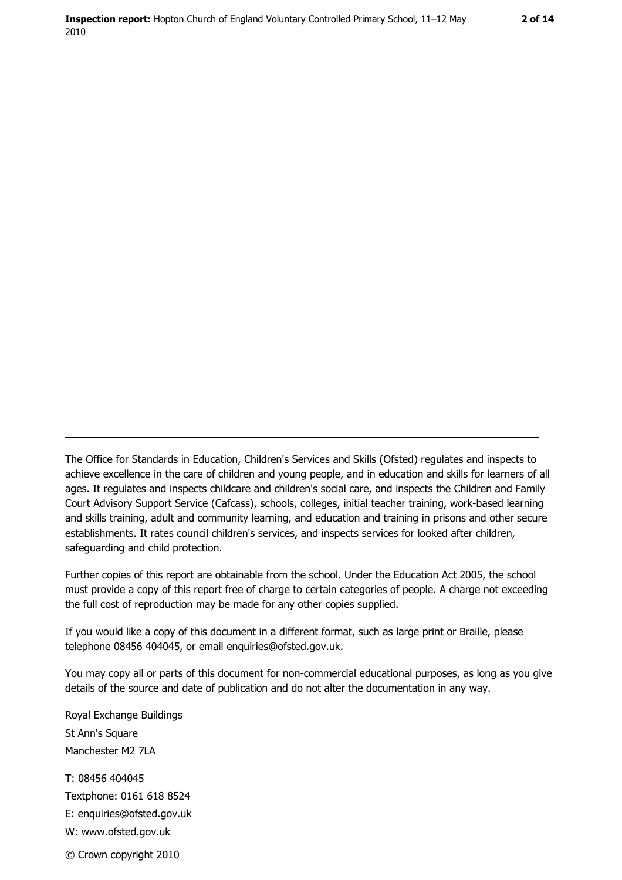The Office for Standards in Education, Children's Services and Skills (Ofsted) regulates and inspects to achieve excellence in the care of children and young people, and in education and skills for learners of all ages. It regulates and inspects childcare and children's social care, and inspects the Children and Family Court Advisory Support Service (Cafcass), schools, colleges, initial teacher training, work-based learning and skills training, adult and community learning, and education and training in prisons and other secure establishments. It rates council children's services, and inspects services for looked after children, safeguarding and child protection.

Further copies of this report are obtainable from the school. Under the Education Act 2005, the school must provide a copy of this report free of charge to certain categories of people. A charge not exceeding the full cost of reproduction may be made for any other copies supplied.

If you would like a copy of this document in a different format, such as large print or Braille, please telephone 08456 404045, or email enquiries@ofsted.gov.uk.

You may copy all or parts of this document for non-commercial educational purposes, as long as you give details of the source and date of publication and do not alter the documentation in any way.

Royal Exchange Buildings
St Ann's Square
Manchester M2 7LA

T: 08456 404045
Textphone: 0161 618 8524
E: enquiries@ofsted.gov.uk
W: www.ofsted.gov.uk

© Crown copyright 2010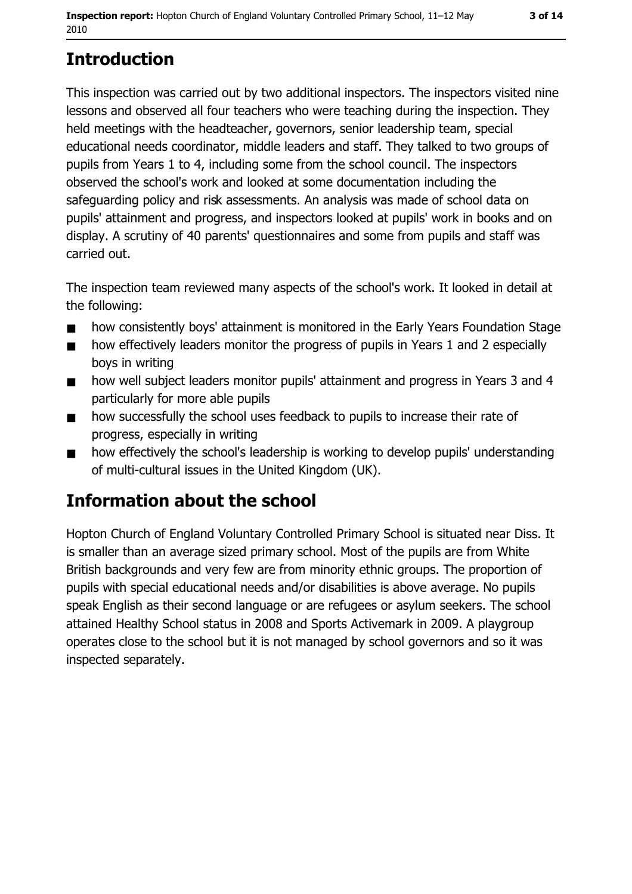## Introduction

This inspection was carried out by two additional inspectors. The inspectors visited nine lessons and observed all four teachers who were teaching during the inspection. They held meetings with the headteacher, governors, senior leadership team, special educational needs coordinator, middle leaders and staff. They talked to two groups of pupils from Years 1 to 4, including some from the school council. The inspectors observed the school's work and looked at some documentation including the safeguarding policy and risk assessments. An analysis was made of school data on pupils' attainment and progress, and inspectors looked at pupils' work in books and on display. A scrutiny of 40 parents' questionnaires and some from pupils and staff was carried out.

The inspection team reviewed many aspects of the school's work. It looked in detail at the following:

- how consistently boys' attainment is monitored in the Early Years Foundation Stage
- how effectively leaders monitor the progress of pupils in Years 1 and 2 especially boys in writing
- how well subject leaders monitor pupils' attainment and progress in Years 3 and 4 particularly for more able pupils
- how successfully the school uses feedback to pupils to increase their rate of progress, especially in writing
- how effectively the school's leadership is working to develop pupils' understanding of multi-cultural issues in the United Kingdom (UK).

## Information about the school

Hopton Church of England Voluntary Controlled Primary School is situated near Diss. It is smaller than an average sized primary school. Most of the pupils are from White British backgrounds and very few are from minority ethnic groups. The proportion of pupils with special educational needs and/or disabilities is above average. No pupils speak English as their second language or are refugees or asylum seekers. The school attained Healthy School status in 2008 and Sports Activemark in 2009. A playgroup operates close to the school but it is not managed by school governors and so it was inspected separately.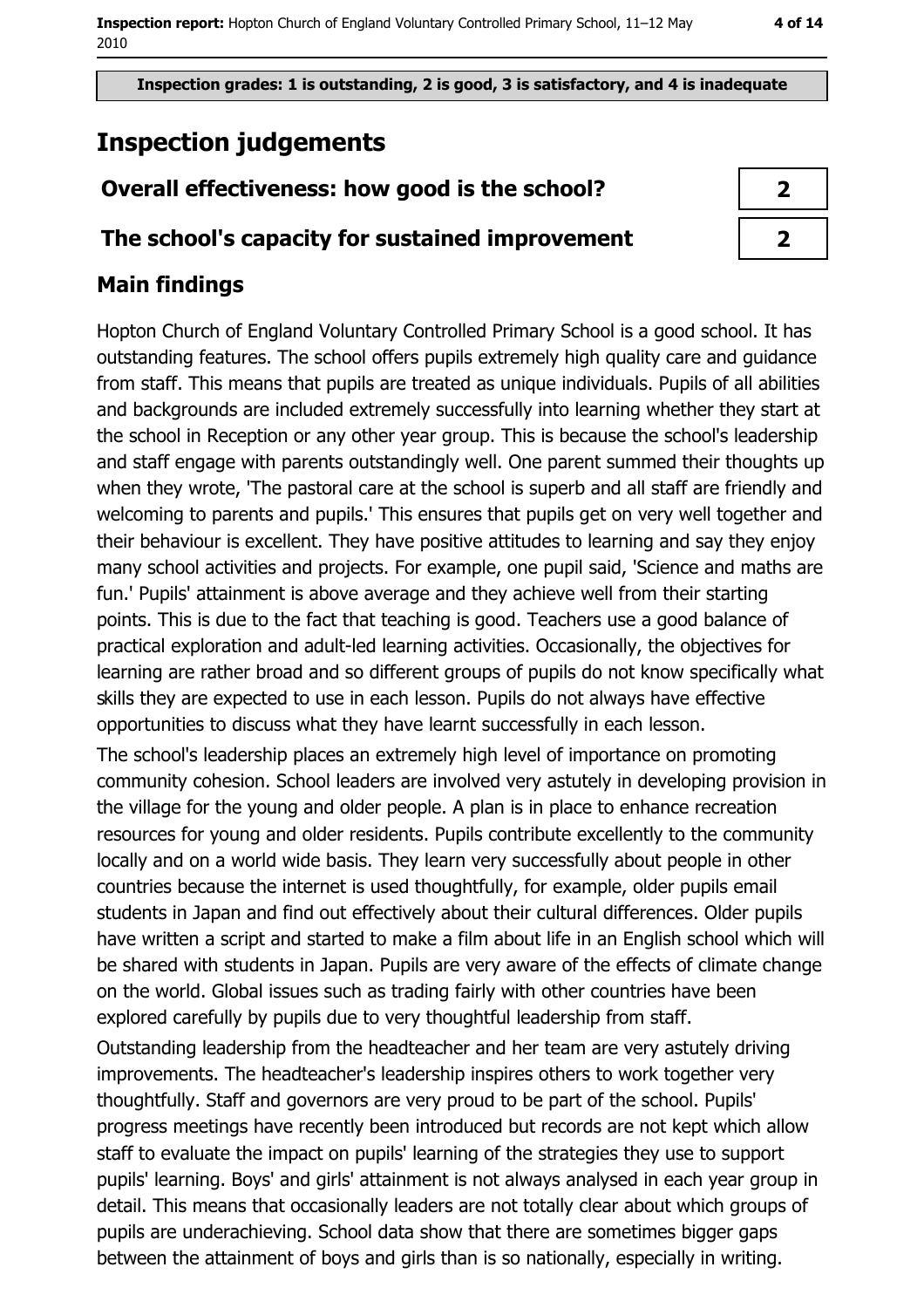Inspection grades: 1 is outstanding, 2 is good, 3 is satisfactory, and 4 is inadequate

# Inspection judgements

| Overall effectiveness: how good is the school? | 2 |
| --- | --- |
| The school's capacity for sustained improvement | 2 |

## Main findings

Hopton Church of England Voluntary Controlled Primary School is a good school. It has outstanding features. The school offers pupils extremely high quality care and guidance from staff. This means that pupils are treated as unique individuals. Pupils of all abilities and backgrounds are included extremely successfully into learning whether they start at the school in Reception or any other year group. This is because the school's leadership and staff engage with parents outstandingly well. One parent summed their thoughts up when they wrote, 'The pastoral care at the school is superb and all staff are friendly and welcoming to parents and pupils.' This ensures that pupils get on very well together and their behaviour is excellent. They have positive attitudes to learning and say they enjoy many school activities and projects. For example, one pupil said, 'Science and maths are fun.' Pupils' attainment is above average and they achieve well from their starting points. This is due to the fact that teaching is good. Teachers use a good balance of practical exploration and adult-led learning activities. Occasionally, the objectives for learning are rather broad and so different groups of pupils do not know specifically what skills they are expected to use in each lesson. Pupils do not always have effective opportunities to discuss what they have learnt successfully in each lesson.

The school's leadership places an extremely high level of importance on promoting community cohesion. School leaders are involved very astutely in developing provision in the village for the young and older people. A plan is in place to enhance recreation resources for young and older residents. Pupils contribute excellently to the community locally and on a world wide basis. They learn very successfully about people in other countries because the internet is used thoughtfully, for example, older pupils email students in Japan and find out effectively about their cultural differences. Older pupils have written a script and started to make a film about life in an English school which will be shared with students in Japan. Pupils are very aware of the effects of climate change on the world. Global issues such as trading fairly with other countries have been explored carefully by pupils due to very thoughtful leadership from staff.

Outstanding leadership from the headteacher and her team are very astutely driving improvements. The headteacher's leadership inspires others to work together very thoughtfully. Staff and governors are very proud to be part of the school. Pupils' progress meetings have recently been introduced but records are not kept which allow staff to evaluate the impact on pupils' learning of the strategies they use to support pupils' learning. Boys' and girls' attainment is not always analysed in each year group in detail. This means that occasionally leaders are not totally clear about which groups of pupils are underachieving. School data show that there are sometimes bigger gaps between the attainment of boys and girls than is so nationally, especially in writing.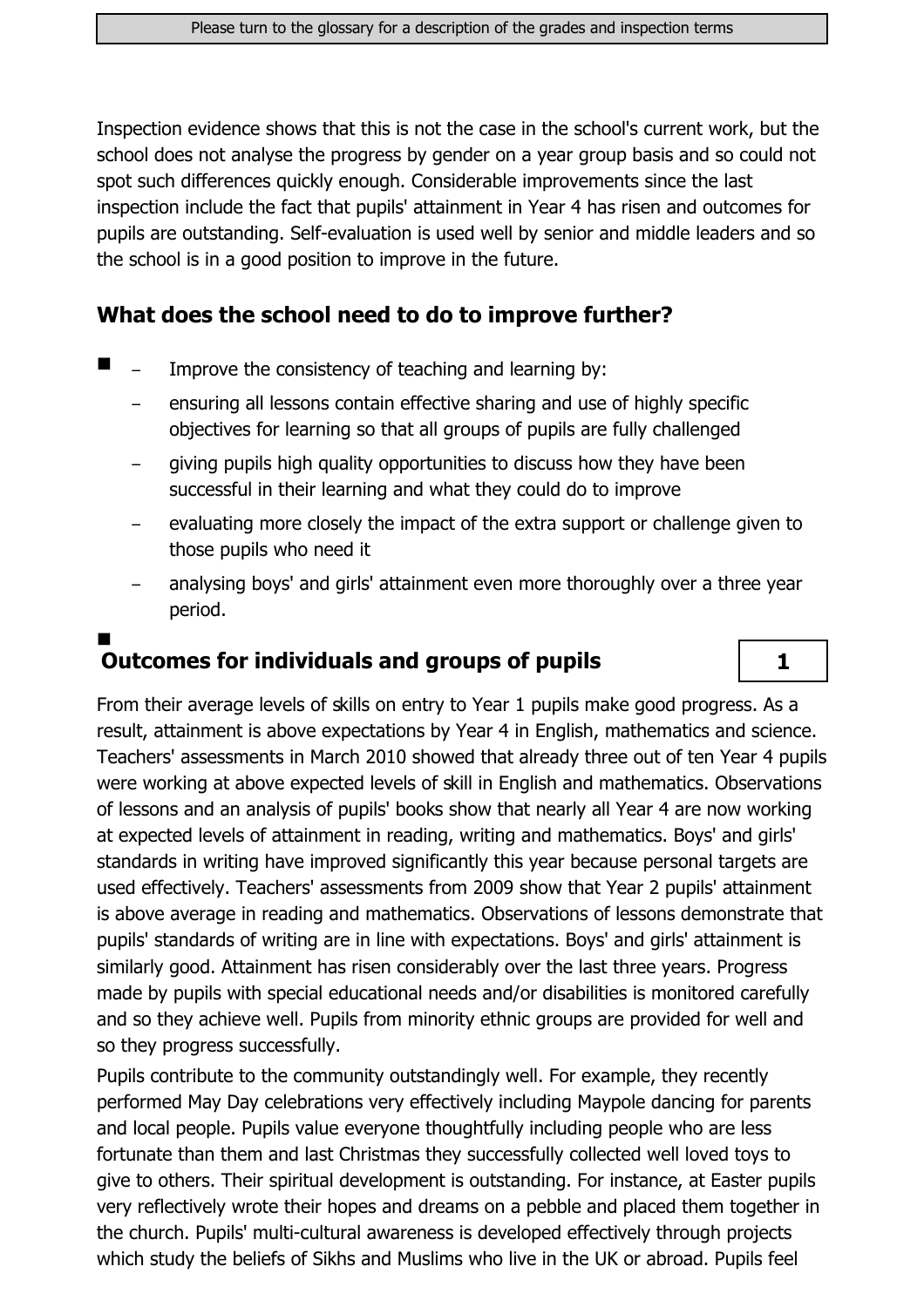Inspection evidence shows that this is not the case in the school's current work, but the school does not analyse the progress by gender on a year group basis and so could not spot such differences quickly enough. Considerable improvements since the last inspection include the fact that pupils' attainment in Year 4 has risen and outcomes for pupils are outstanding. Self-evaluation is used well by senior and middle leaders and so the school is in a good position to improve in the future.

## What does the school need to do to improve further?

- Improve the consistency of teaching and learning by:
  - ensuring all lessons contain effective sharing and use of highly specific objectives for learning so that all groups of pupils are fully challenged
  - giving pupils high quality opportunities to discuss how they have been successful in their learning and what they could do to improve
  - evaluating more closely the impact of the extra support or challenge given to those pupils who need it
  - analysing boys' and girls' attainment even more thoroughly over a three year period.

## Outcomes for individuals and groups of pupils — 1

From their average levels of skills on entry to Year 1 pupils make good progress. As a result, attainment is above expectations by Year 4 in English, mathematics and science. Teachers' assessments in March 2010 showed that already three out of ten Year 4 pupils were working at above expected levels of skill in English and mathematics. Observations of lessons and an analysis of pupils' books show that nearly all Year 4 are now working at expected levels of attainment in reading, writing and mathematics. Boys' and girls' standards in writing have improved significantly this year because personal targets are used effectively. Teachers' assessments from 2009 show that Year 2 pupils' attainment is above average in reading and mathematics. Observations of lessons demonstrate that pupils' standards of writing are in line with expectations. Boys' and girls' attainment is similarly good. Attainment has risen considerably over the last three years. Progress made by pupils with special educational needs and/or disabilities is monitored carefully and so they achieve well. Pupils from minority ethnic groups are provided for well and so they progress successfully.

Pupils contribute to the community outstandingly well. For example, they recently performed May Day celebrations very effectively including Maypole dancing for parents and local people. Pupils value everyone thoughtfully including people who are less fortunate than them and last Christmas they successfully collected well loved toys to give to others. Their spiritual development is outstanding. For instance, at Easter pupils very reflectively wrote their hopes and dreams on a pebble and placed them together in the church. Pupils' multi-cultural awareness is developed effectively through projects which study the beliefs of Sikhs and Muslims who live in the UK or abroad. Pupils feel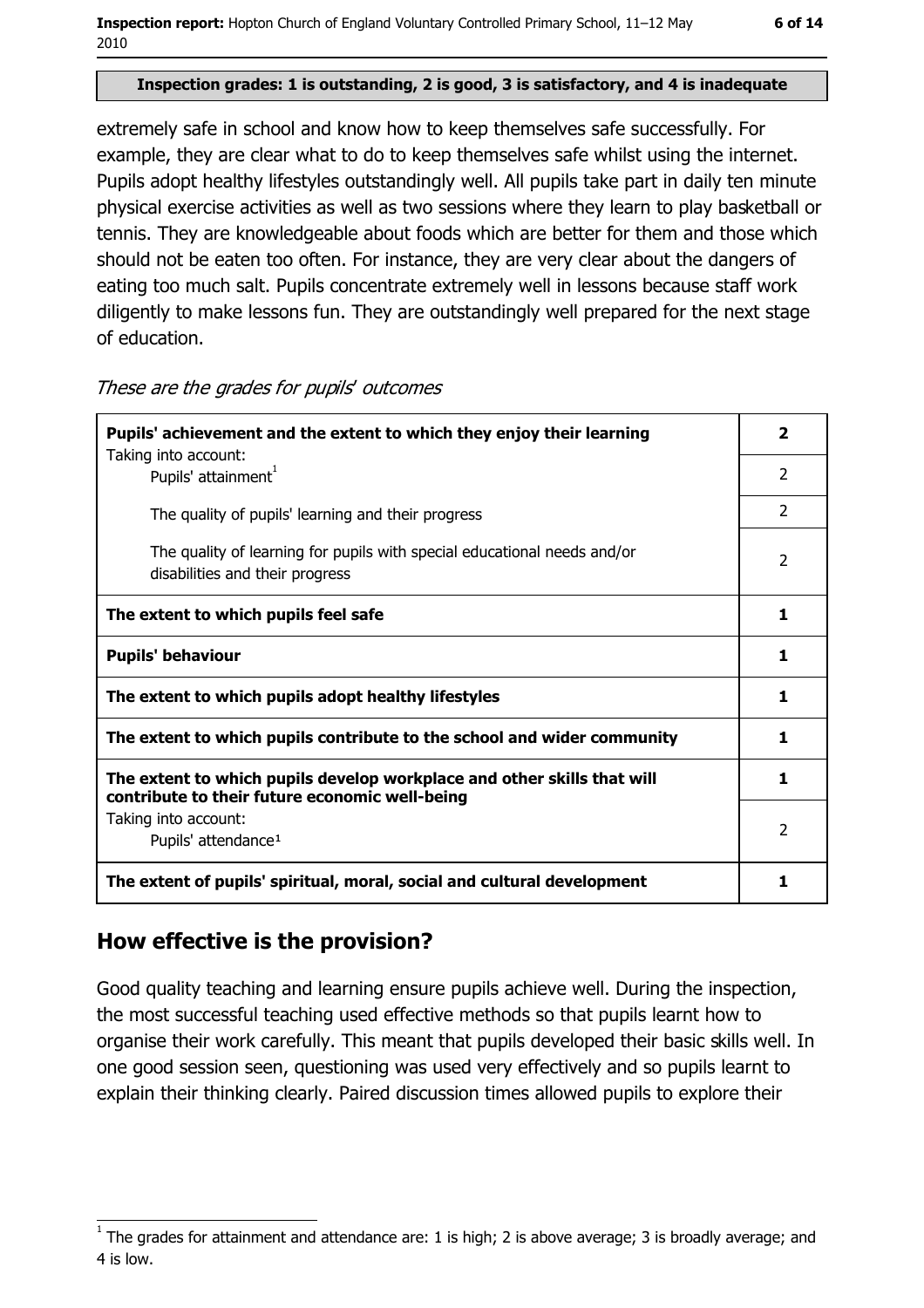**Inspection grades: 1 is outstanding, 2 is good, 3 is satisfactory, and 4 is inadequate**

extremely safe in school and know how to keep themselves safe successfully. For example, they are clear what to do to keep themselves safe whilst using the internet. Pupils adopt healthy lifestyles outstandingly well. All pupils take part in daily ten minute physical exercise activities as well as two sessions where they learn to play basketball or tennis. They are knowledgeable about foods which are better for them and those which should not be eaten too often. For instance, they are very clear about the dangers of eating too much salt. Pupils concentrate extremely well in lessons because staff work diligently to make lessons fun. They are outstandingly well prepared for the next stage of education.

*These are the grades for pupils' outcomes*

| | |
|---|---|
| **Pupils' achievement and the extent to which they enjoy their learning** | **2** |
| Taking into account: Pupils' attainment[1] | 2 |
| The quality of pupils' learning and their progress | 2 |
| The quality of learning for pupils with special educational needs and/or disabilities and their progress | 2 |
| **The extent to which pupils feel safe** | **1** |
| **Pupils' behaviour** | **1** |
| **The extent to which pupils adopt healthy lifestyles** | **1** |
| **The extent to which pupils contribute to the school and wider community** | **1** |
| **The extent to which pupils develop workplace and other skills that will contribute to their future economic well-being** | **1** |
| Taking into account: Pupils' attendance[1] | 2 |
| **The extent of pupils' spiritual, moral, social and cultural development** | **1** |

## How effective is the provision?

Good quality teaching and learning ensure pupils achieve well. During the inspection, the most successful teaching used effective methods so that pupils learnt how to organise their work carefully. This meant that pupils developed their basic skills well. In one good session seen, questioning was used very effectively and so pupils learnt to explain their thinking clearly. Paired discussion times allowed pupils to explore their

[1] The grades for attainment and attendance are: 1 is high; 2 is above average; 3 is broadly average; and 4 is low.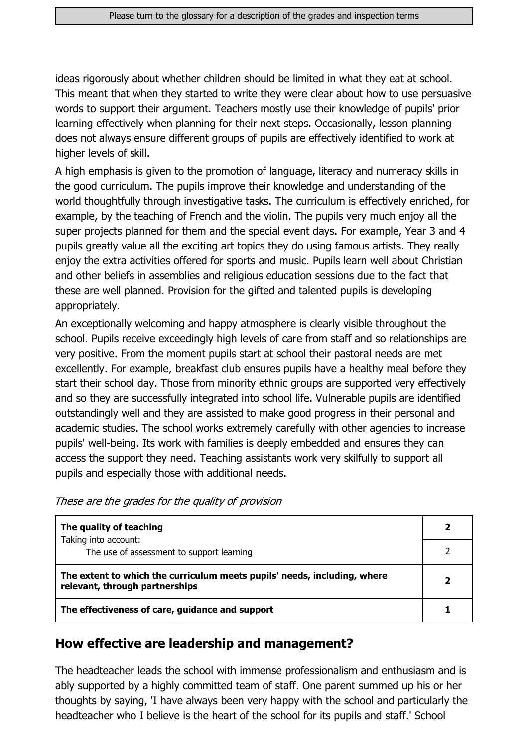ideas rigorously about whether children should be limited in what they eat at school. This meant that when they started to write they were clear about how to use persuasive words to support their argument. Teachers mostly use their knowledge of pupils' prior learning effectively when planning for their next steps. Occasionally, lesson planning does not always ensure different groups of pupils are effectively identified to work at higher levels of skill.

A high emphasis is given to the promotion of language, literacy and numeracy skills in the good curriculum. The pupils improve their knowledge and understanding of the world thoughtfully through investigative tasks. The curriculum is effectively enriched, for example, by the teaching of French and the violin. The pupils very much enjoy all the super projects planned for them and the special event days. For example, Year 3 and 4 pupils greatly value all the exciting art topics they do using famous artists. They really enjoy the extra activities offered for sports and music. Pupils learn well about Christian and other beliefs in assemblies and religious education sessions due to the fact that these are well planned. Provision for the gifted and talented pupils is developing appropriately.

An exceptionally welcoming and happy atmosphere is clearly visible throughout the school. Pupils receive exceedingly high levels of care from staff and so relationships are very positive. From the moment pupils start at school their pastoral needs are met excellently. For example, breakfast club ensures pupils have a healthy meal before they start their school day. Those from minority ethnic groups are supported very effectively and so they are successfully integrated into school life. Vulnerable pupils are identified outstandingly well and they are assisted to make good progress in their personal and academic studies. The school works extremely carefully with other agencies to increase pupils' well-being. Its work with families is deeply embedded and ensures they can access the support they need. Teaching assistants work very skilfully to support all pupils and especially those with additional needs.

*These are the grades for the quality of provision*

| | |
|---|---|
| **The quality of teaching** | **2** |
| Taking into account: The use of assessment to support learning | 2 |
| **The extent to which the curriculum meets pupils' needs, including, where relevant, through partnerships** | **2** |
| **The effectiveness of care, guidance and support** | **1** |

## How effective are leadership and management?

The headteacher leads the school with immense professionalism and enthusiasm and is ably supported by a highly committed team of staff. One parent summed up his or her thoughts by saying, 'I have always been very happy with the school and particularly the headteacher who I believe is the heart of the school for its pupils and staff.' School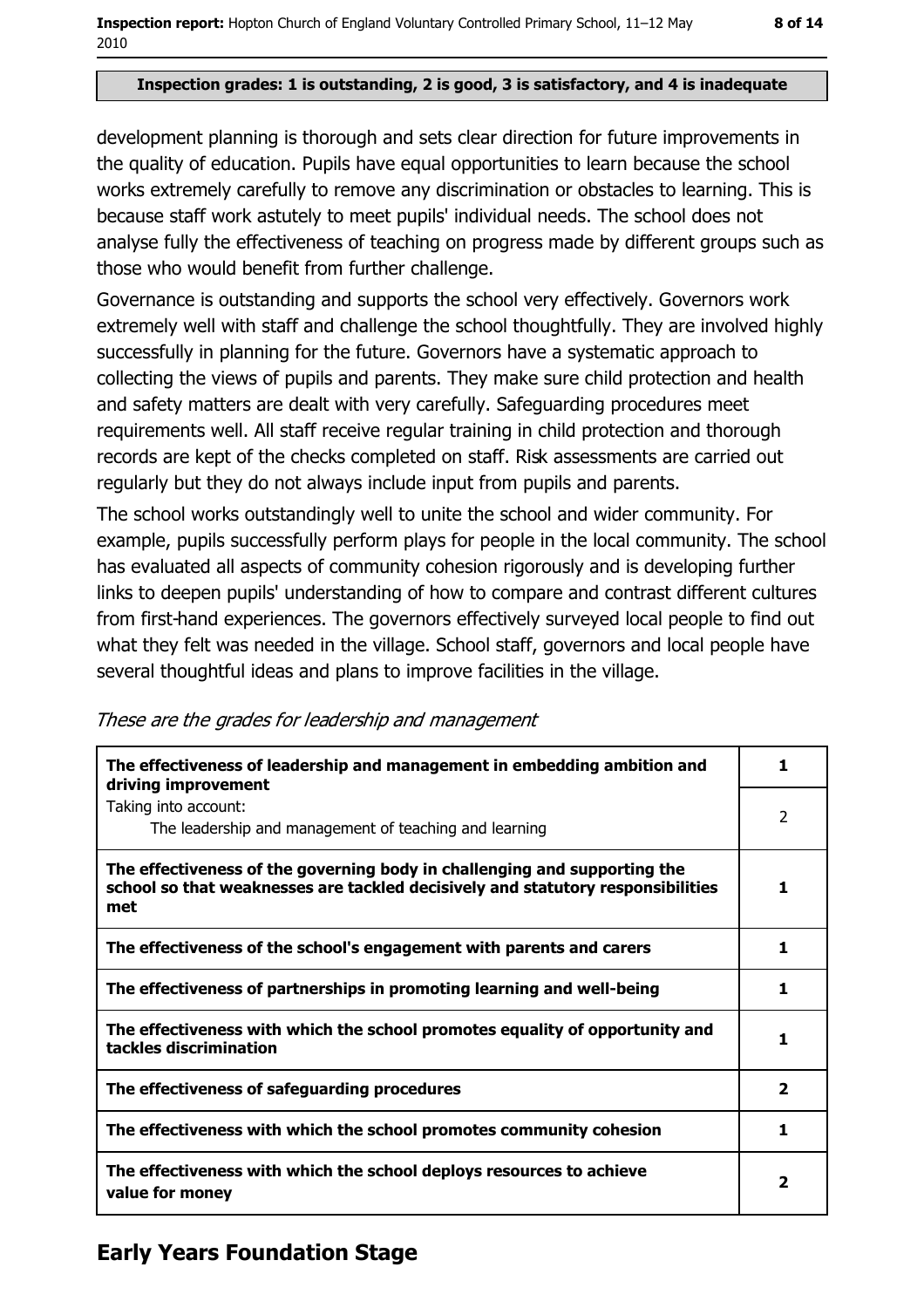**Inspection grades: 1 is outstanding, 2 is good, 3 is satisfactory, and 4 is inadequate**

development planning is thorough and sets clear direction for future improvements in the quality of education. Pupils have equal opportunities to learn because the school works extremely carefully to remove any discrimination or obstacles to learning. This is because staff work astutely to meet pupils' individual needs. The school does not analyse fully the effectiveness of teaching on progress made by different groups such as those who would benefit from further challenge.

Governance is outstanding and supports the school very effectively. Governors work extremely well with staff and challenge the school thoughtfully. They are involved highly successfully in planning for the future. Governors have a systematic approach to collecting the views of pupils and parents. They make sure child protection and health and safety matters are dealt with very carefully. Safeguarding procedures meet requirements well. All staff receive regular training in child protection and thorough records are kept of the checks completed on staff. Risk assessments are carried out regularly but they do not always include input from pupils and parents.

The school works outstandingly well to unite the school and wider community. For example, pupils successfully perform plays for people in the local community. The school has evaluated all aspects of community cohesion rigorously and is developing further links to deepen pupils' understanding of how to compare and contrast different cultures from first-hand experiences. The governors effectively surveyed local people to find out what they felt was needed in the village. School staff, governors and local people have several thoughtful ideas and plans to improve facilities in the village.

*These are the grades for leadership and management*

| | |
|---|---|
| **The effectiveness of leadership and management in embedding ambition and driving improvement** | **1** |
| Taking into account: The leadership and management of teaching and learning | 2 |
| **The effectiveness of the governing body in challenging and supporting the school so that weaknesses are tackled decisively and statutory responsibilities met** | **1** |
| **The effectiveness of the school's engagement with parents and carers** | **1** |
| **The effectiveness of partnerships in promoting learning and well-being** | **1** |
| **The effectiveness with which the school promotes equality of opportunity and tackles discrimination** | **1** |
| **The effectiveness of safeguarding procedures** | **2** |
| **The effectiveness with which the school promotes community cohesion** | **1** |
| **The effectiveness with which the school deploys resources to achieve value for money** | **2** |

## Early Years Foundation Stage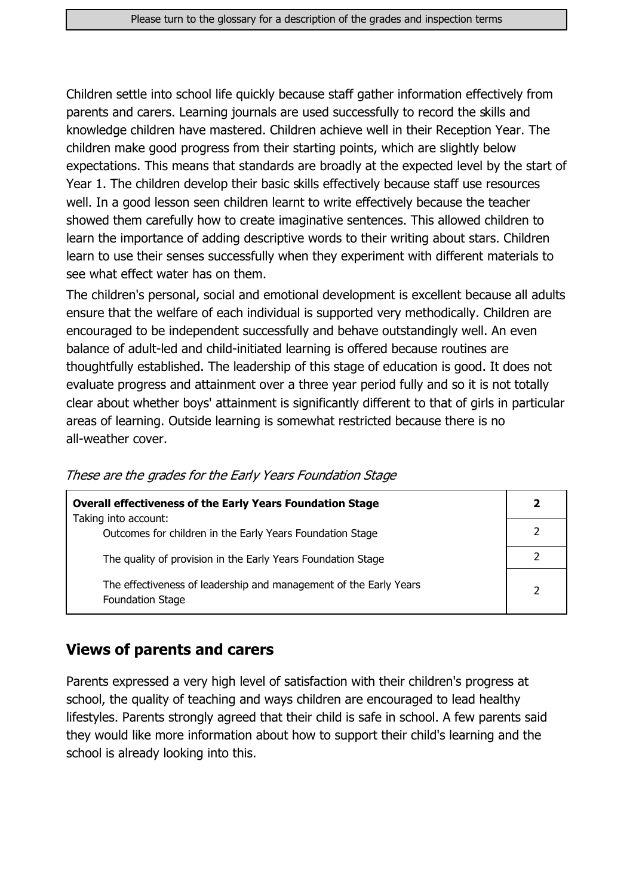Children settle into school life quickly because staff gather information effectively from parents and carers. Learning journals are used successfully to record the skills and knowledge children have mastered. Children achieve well in their Reception Year. The children make good progress from their starting points, which are slightly below expectations. This means that standards are broadly at the expected level by the start of Year 1. The children develop their basic skills effectively because staff use resources well. In a good lesson seen children learnt to write effectively because the teacher showed them carefully how to create imaginative sentences. This allowed children to learn the importance of adding descriptive words to their writing about stars. Children learn to use their senses successfully when they experiment with different materials to see what effect water has on them.

The children's personal, social and emotional development is excellent because all adults ensure that the welfare of each individual is supported very methodically. Children are encouraged to be independent successfully and behave outstandingly well. An even balance of adult-led and child-initiated learning is offered because routines are thoughtfully established. The leadership of this stage of education is good. It does not evaluate progress and attainment over a three year period fully and so it is not totally clear about whether boys' attainment is significantly different to that of girls in particular areas of learning. Outside learning is somewhat restricted because there is no all-weather cover.

*These are the grades for the Early Years Foundation Stage*

| **Overall effectiveness of the Early Years Foundation Stage** | **2** |
|---|---|
| Taking into account: Outcomes for children in the Early Years Foundation Stage | 2 |
| The quality of provision in the Early Years Foundation Stage | 2 |
| The effectiveness of leadership and management of the Early Years Foundation Stage | 2 |

## Views of parents and carers

Parents expressed a very high level of satisfaction with their children's progress at school, the quality of teaching and ways children are encouraged to lead healthy lifestyles. Parents strongly agreed that their child is safe in school. A few parents said they would like more information about how to support their child's learning and the school is already looking into this.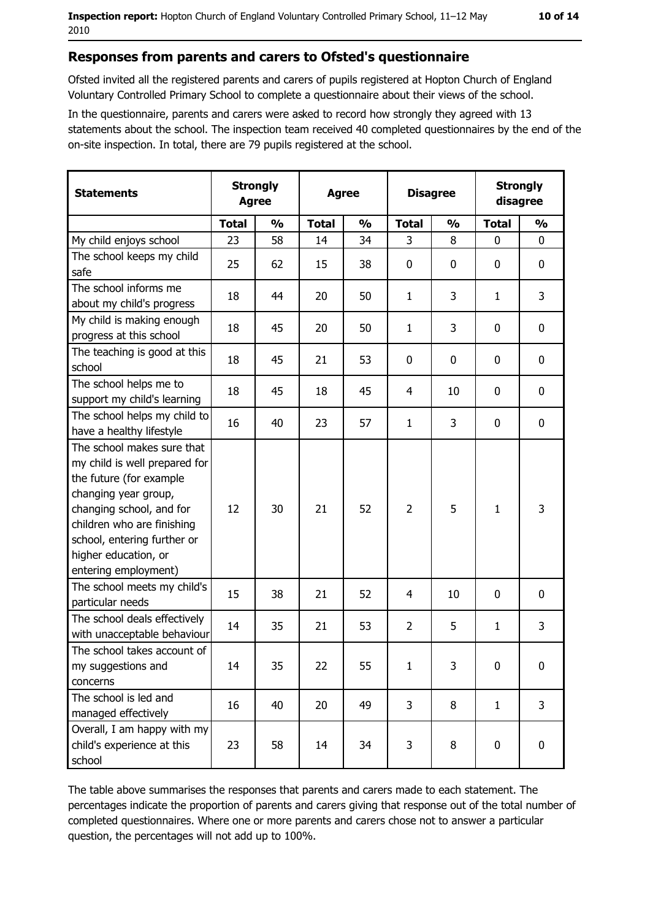## Responses from parents and carers to Ofsted's questionnaire

Ofsted invited all the registered parents and carers of pupils registered at Hopton Church of England Voluntary Controlled Primary School to complete a questionnaire about their views of the school.

In the questionnaire, parents and carers were asked to record how strongly they agreed with 13 statements about the school. The inspection team received 40 completed questionnaires by the end of the on-site inspection. In total, there are 79 pupils registered at the school.

| Statements | Strongly Agree | | Agree | | Disagree | | Strongly disagree | |
|---|---|---|---|---|---|---|---|---|
| | Total | % | Total | % | Total | % | Total | % |
| My child enjoys school | 23 | 58 | 14 | 34 | 3 | 8 | 0 | 0 |
| The school keeps my child safe | 25 | 62 | 15 | 38 | 0 | 0 | 0 | 0 |
| The school informs me about my child's progress | 18 | 44 | 20 | 50 | 1 | 3 | 1 | 3 |
| My child is making enough progress at this school | 18 | 45 | 20 | 50 | 1 | 3 | 0 | 0 |
| The teaching is good at this school | 18 | 45 | 21 | 53 | 0 | 0 | 0 | 0 |
| The school helps me to support my child's learning | 18 | 45 | 18 | 45 | 4 | 10 | 0 | 0 |
| The school helps my child to have a healthy lifestyle | 16 | 40 | 23 | 57 | 1 | 3 | 0 | 0 |
| The school makes sure that my child is well prepared for the future (for example changing year group, changing school, and for children who are finishing school, entering further or higher education, or entering employment) | 12 | 30 | 21 | 52 | 2 | 5 | 1 | 3 |
| The school meets my child's particular needs | 15 | 38 | 21 | 52 | 4 | 10 | 0 | 0 |
| The school deals effectively with unacceptable behaviour | 14 | 35 | 21 | 53 | 2 | 5 | 1 | 3 |
| The school takes account of my suggestions and concerns | 14 | 35 | 22 | 55 | 1 | 3 | 0 | 0 |
| The school is led and managed effectively | 16 | 40 | 20 | 49 | 3 | 8 | 1 | 3 |
| Overall, I am happy with my child's experience at this school | 23 | 58 | 14 | 34 | 3 | 8 | 0 | 0 |

The table above summarises the responses that parents and carers made to each statement. The percentages indicate the proportion of parents and carers giving that response out of the total number of completed questionnaires. Where one or more parents and carers chose not to answer a particular question, the percentages will not add up to 100%.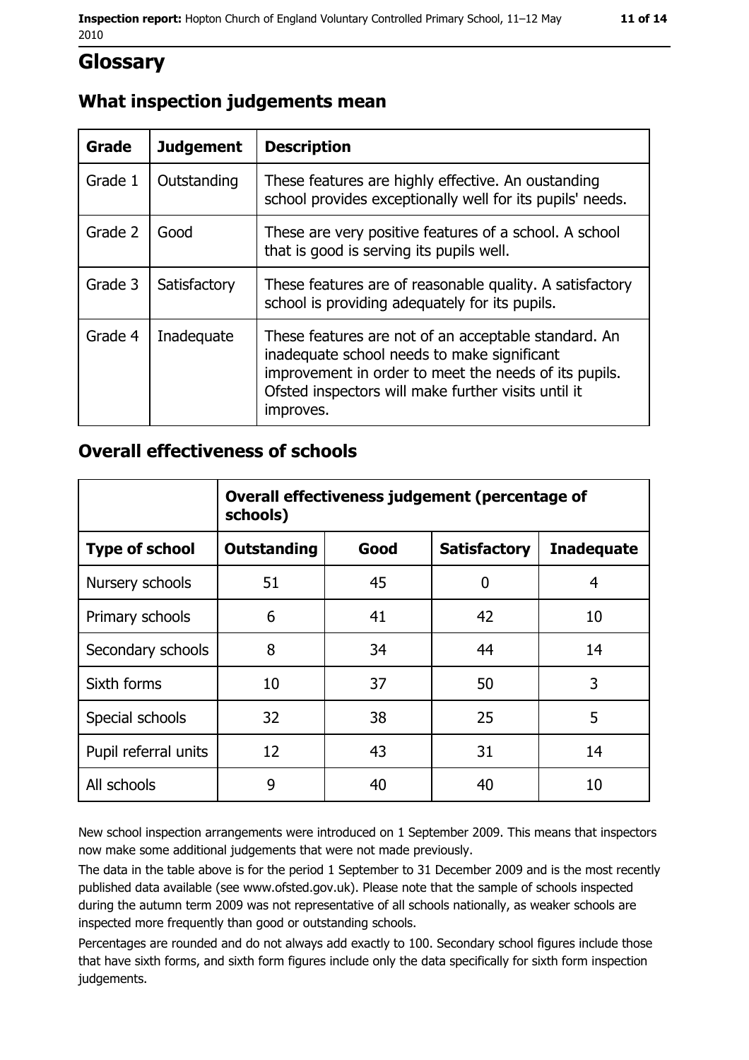# Glossary

## What inspection judgements mean

| Grade | Judgement | Description |
| --- | --- | --- |
| Grade 1 | Outstanding | These features are highly effective. An oustanding school provides exceptionally well for its pupils' needs. |
| Grade 2 | Good | These are very positive features of a school. A school that is good is serving its pupils well. |
| Grade 3 | Satisfactory | These features are of reasonable quality. A satisfactory school is providing adequately for its pupils. |
| Grade 4 | Inadequate | These features are not of an acceptable standard. An inadequate school needs to make significant improvement in order to meet the needs of its pupils. Ofsted inspectors will make further visits until it improves. |

## Overall effectiveness of schools

| | Overall effectiveness judgement (percentage of schools) | | | |
| --- | --- | --- | --- | --- |
| **Type of school** | **Outstanding** | **Good** | **Satisfactory** | **Inadequate** |
| Nursery schools | 51 | 45 | 0 | 4 |
| Primary schools | 6 | 41 | 42 | 10 |
| Secondary schools | 8 | 34 | 44 | 14 |
| Sixth forms | 10 | 37 | 50 | 3 |
| Special schools | 32 | 38 | 25 | 5 |
| Pupil referral units | 12 | 43 | 31 | 14 |
| All schools | 9 | 40 | 40 | 10 |

New school inspection arrangements were introduced on 1 September 2009. This means that inspectors now make some additional judgements that were not made previously.

The data in the table above is for the period 1 September to 31 December 2009 and is the most recently published data available (see www.ofsted.gov.uk). Please note that the sample of schools inspected during the autumn term 2009 was not representative of all schools nationally, as weaker schools are inspected more frequently than good or outstanding schools.

Percentages are rounded and do not always add exactly to 100. Secondary school figures include those that have sixth forms, and sixth form figures include only the data specifically for sixth form inspection judgements.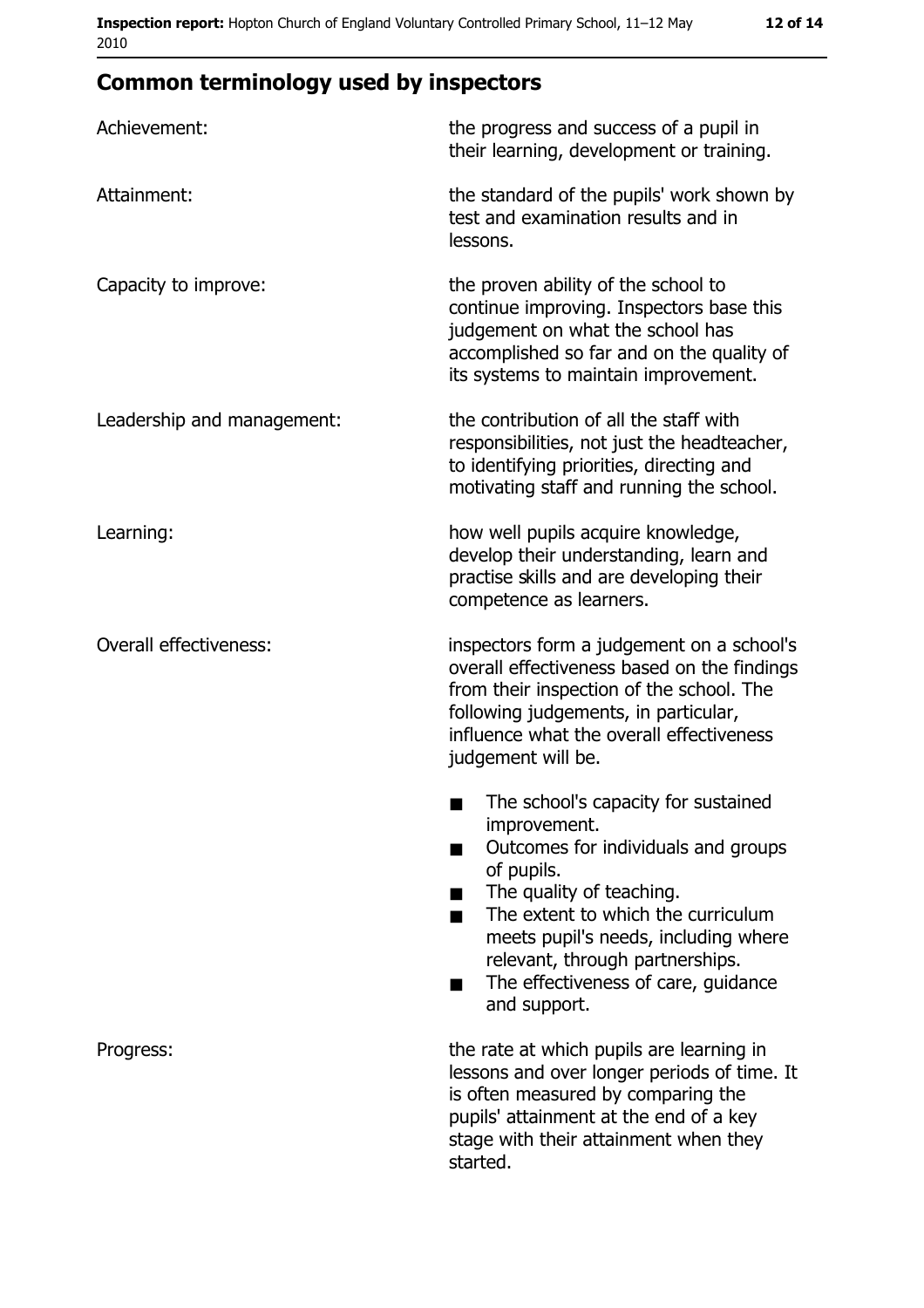## Common terminology used by inspectors

| | |
|---|---|
| Achievement: | the progress and success of a pupil in their learning, development or training. |
| Attainment: | the standard of the pupils' work shown by test and examination results and in lessons. |
| Capacity to improve: | the proven ability of the school to continue improving. Inspectors base this judgement on what the school has accomplished so far and on the quality of its systems to maintain improvement. |
| Leadership and management: | the contribution of all the staff with responsibilities, not just the headteacher, to identifying priorities, directing and motivating staff and running the school. |
| Learning: | how well pupils acquire knowledge, develop their understanding, learn and practise skills and are developing their competence as learners. |
| Overall effectiveness: | inspectors form a judgement on a school's overall effectiveness based on the findings from their inspection of the school. The following judgements, in particular, influence what the overall effectiveness judgement will be. <br>■ The school's capacity for sustained improvement. <br>■ Outcomes for individuals and groups of pupils. <br>■ The quality of teaching. <br>■ The extent to which the curriculum meets pupil's needs, including where relevant, through partnerships. <br>■ The effectiveness of care, guidance and support. |
| Progress: | the rate at which pupils are learning in lessons and over longer periods of time. It is often measured by comparing the pupils' attainment at the end of a key stage with their attainment when they started. |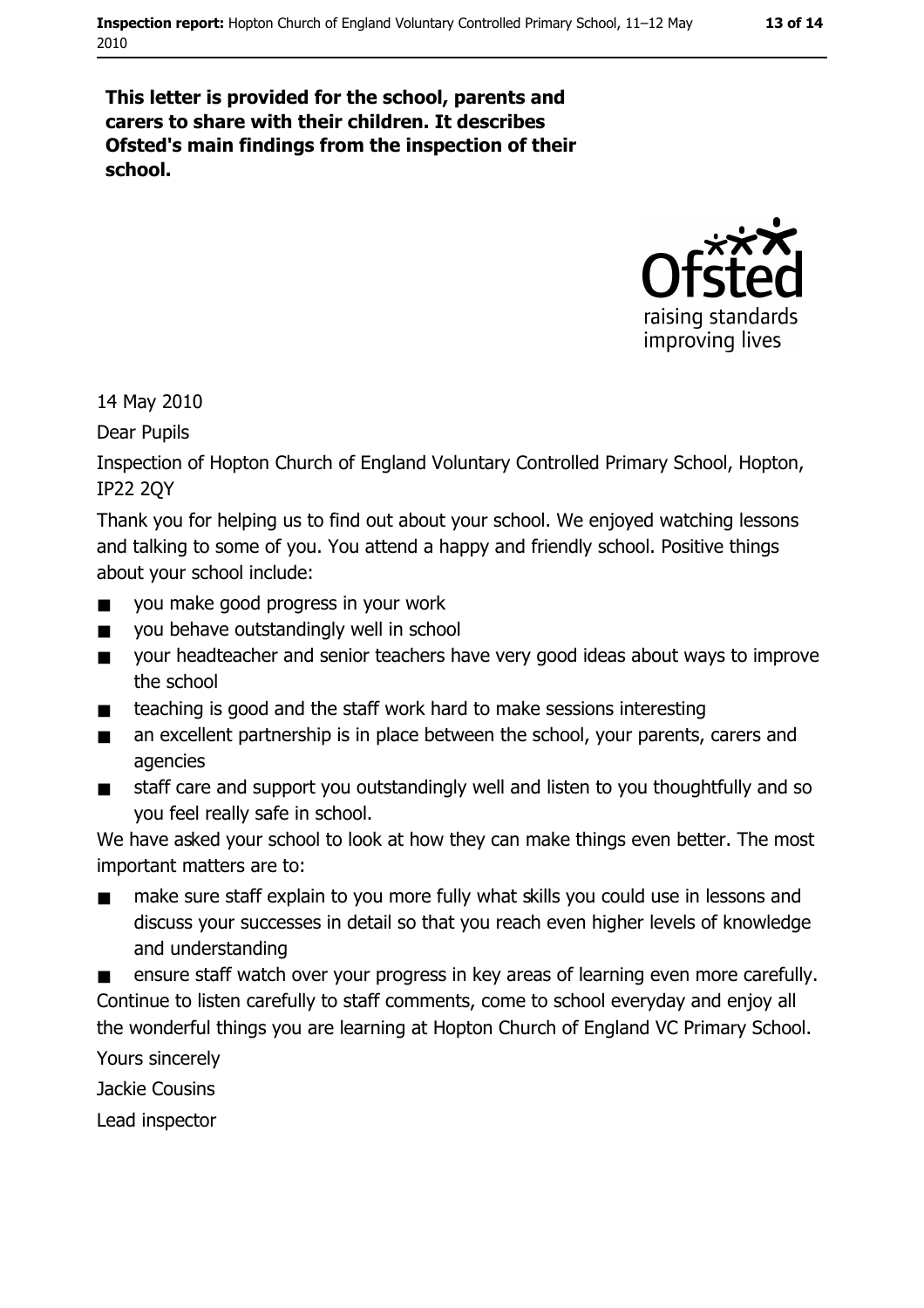**This letter is provided for the school, parents and carers to share with their children. It describes Ofsted's main findings from the inspection of their school.**

14 May 2010

Dear Pupils

Inspection of Hopton Church of England Voluntary Controlled Primary School, Hopton, IP22 2QY

Thank you for helping us to find out about your school. We enjoyed watching lessons and talking to some of you. You attend a happy and friendly school. Positive things about your school include:

- you make good progress in your work
- you behave outstandingly well in school
- your headteacher and senior teachers have very good ideas about ways to improve the school
- teaching is good and the staff work hard to make sessions interesting
- an excellent partnership is in place between the school, your parents, carers and agencies
- staff care and support you outstandingly well and listen to you thoughtfully and so you feel really safe in school.

We have asked your school to look at how they can make things even better. The most important matters are to:

- make sure staff explain to you more fully what skills you could use in lessons and discuss your successes in detail so that you reach even higher levels of knowledge and understanding
- ensure staff watch over your progress in key areas of learning even more carefully.

Continue to listen carefully to staff comments, come to school everyday and enjoy all the wonderful things you are learning at Hopton Church of England VC Primary School.

Yours sincerely

Jackie Cousins

Lead inspector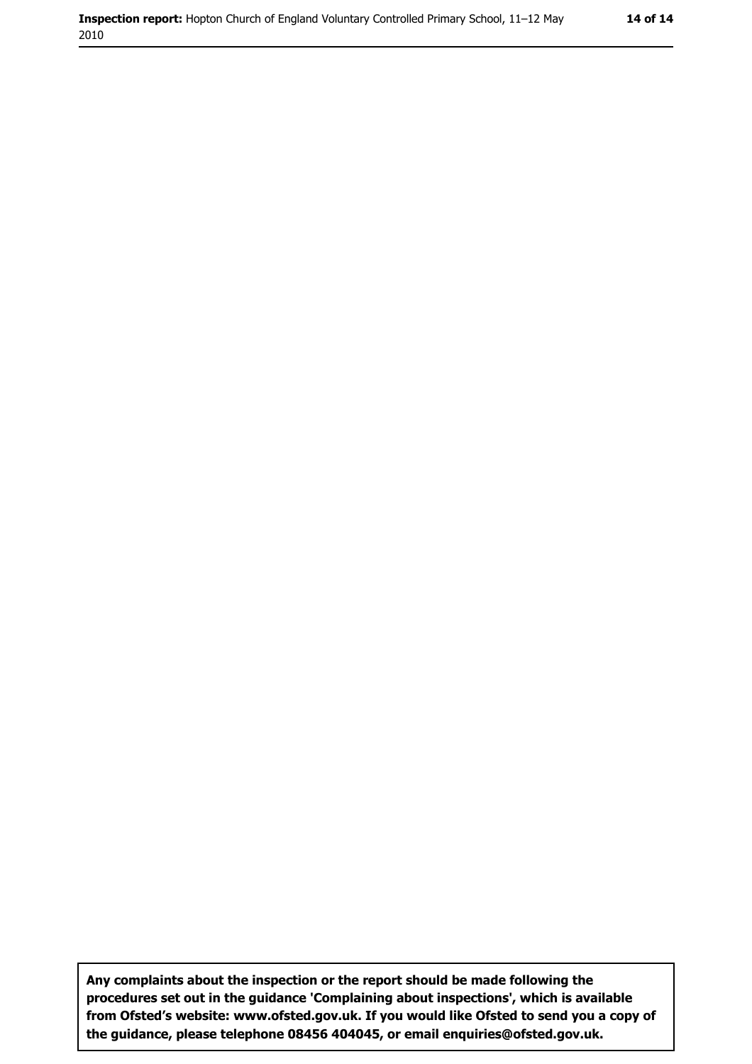**Any complaints about the inspection or the report should be made following the procedures set out in the guidance 'Complaining about inspections', which is available from Ofsted's website: www.ofsted.gov.uk. If you would like Ofsted to send you a copy of the guidance, please telephone 08456 404045, or email enquiries@ofsted.gov.uk.**